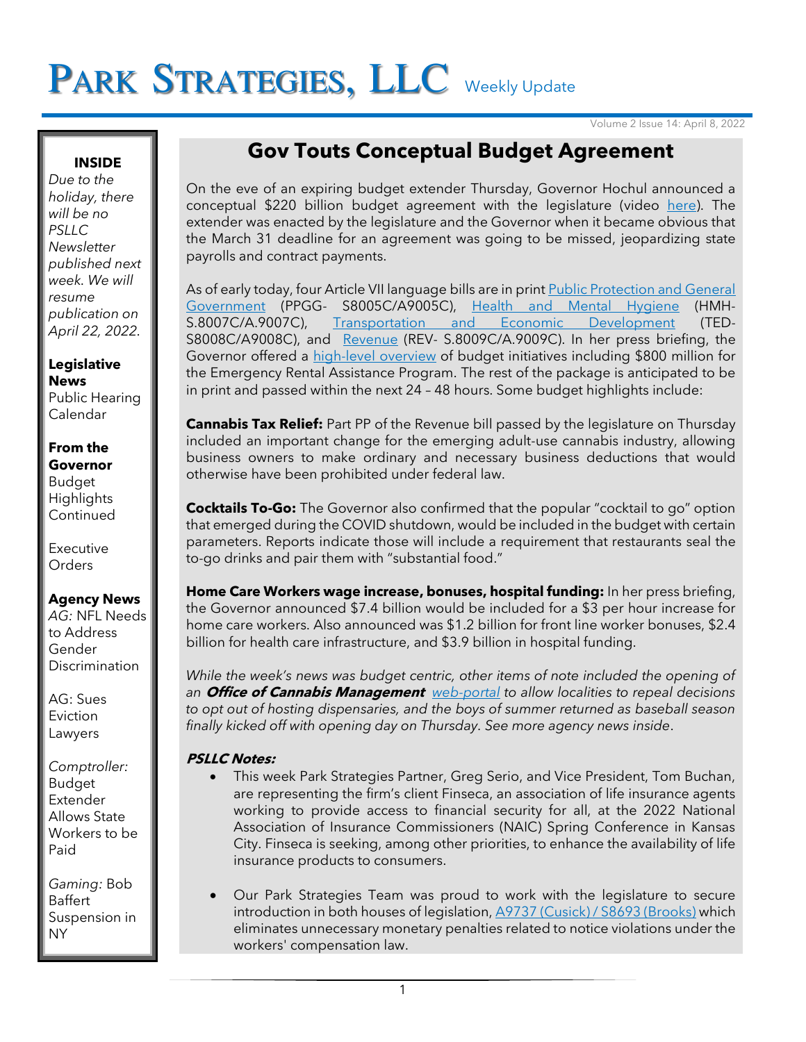# PARK STRATEGIES, LLC Weekly Update

Volume 2 Issue 14: April 8, 2022

**INSIDE**

*Due to the holiday, there will be no PSLLC Newsletter published next week. We will resume publication on April 22, 2022.*

**Legislative News**
Public Hearing Calendar

**From the Governor**
Budget Highlights Continued

Executive Orders

**Agency News**
*AG:* NFL Needs to Address Gender Discrimination

AG: Sues Eviction Lawyers

*Comptroller:* Budget Extender Allows State Workers to be Paid

*Gaming:* Bob Baffert Suspension in NY

## Gov Touts Conceptual Budget Agreement

On the eve of an expiring budget extender Thursday, Governor Hochul announced a conceptual $220 billion budget agreement with the legislature (video here). The extender was enacted by the legislature and the Governor when it became obvious that the March 31 deadline for an agreement was going to be missed, jeopardizing state payrolls and contract payments.

As of early today, four Article VII language bills are in print Public Protection and General Government (PPGG- S8005C/A9005C), Health and Mental Hygiene (HMH-S.8007C/A.9007C), Transportation and Economic Development (TED-S8008C/A9008C), and Revenue (REV- S.8009C/A.9009C). In her press briefing, the Governor offered a high-level overview of budget initiatives including $800 million for the Emergency Rental Assistance Program. The rest of the package is anticipated to be in print and passed within the next 24 – 48 hours. Some budget highlights include:

**Cannabis Tax Relief:** Part PP of the Revenue bill passed by the legislature on Thursday included an important change for the emerging adult-use cannabis industry, allowing business owners to make ordinary and necessary business deductions that would otherwise have been prohibited under federal law.

**Cocktails To-Go:** The Governor also confirmed that the popular "cocktail to go" option that emerged during the COVID shutdown, would be included in the budget with certain parameters. Reports indicate those will include a requirement that restaurants seal the to-go drinks and pair them with "substantial food."

**Home Care Workers wage increase, bonuses, hospital funding:** In her press briefing, the Governor announced $7.4 billion would be included for a $3 per hour increase for home care workers. Also announced was $1.2 billion for front line worker bonuses, $2.4 billion for health care infrastructure, and $3.9 billion in hospital funding.

*While the week's news was budget centric, other items of note included the opening of an **Office of Cannabis Management** web-portal to allow localities to repeal decisions to opt out of hosting dispensaries, and the boys of summer returned as baseball season finally kicked off with opening day on Thursday. See more agency news inside.*

***PSLLC Notes:***

- This week Park Strategies Partner, Greg Serio, and Vice President, Tom Buchan, are representing the firm's client Finseca, an association of life insurance agents working to provide access to financial security for all, at the 2022 National Association of Insurance Commissioners (NAIC) Spring Conference in Kansas City. Finseca is seeking, among other priorities, to enhance the availability of life insurance products to consumers.

- Our Park Strategies Team was proud to work with the legislature to secure introduction in both houses of legislation, A9737 (Cusick) / S8693 (Brooks) which eliminates unnecessary monetary penalties related to notice violations under the workers' compensation law.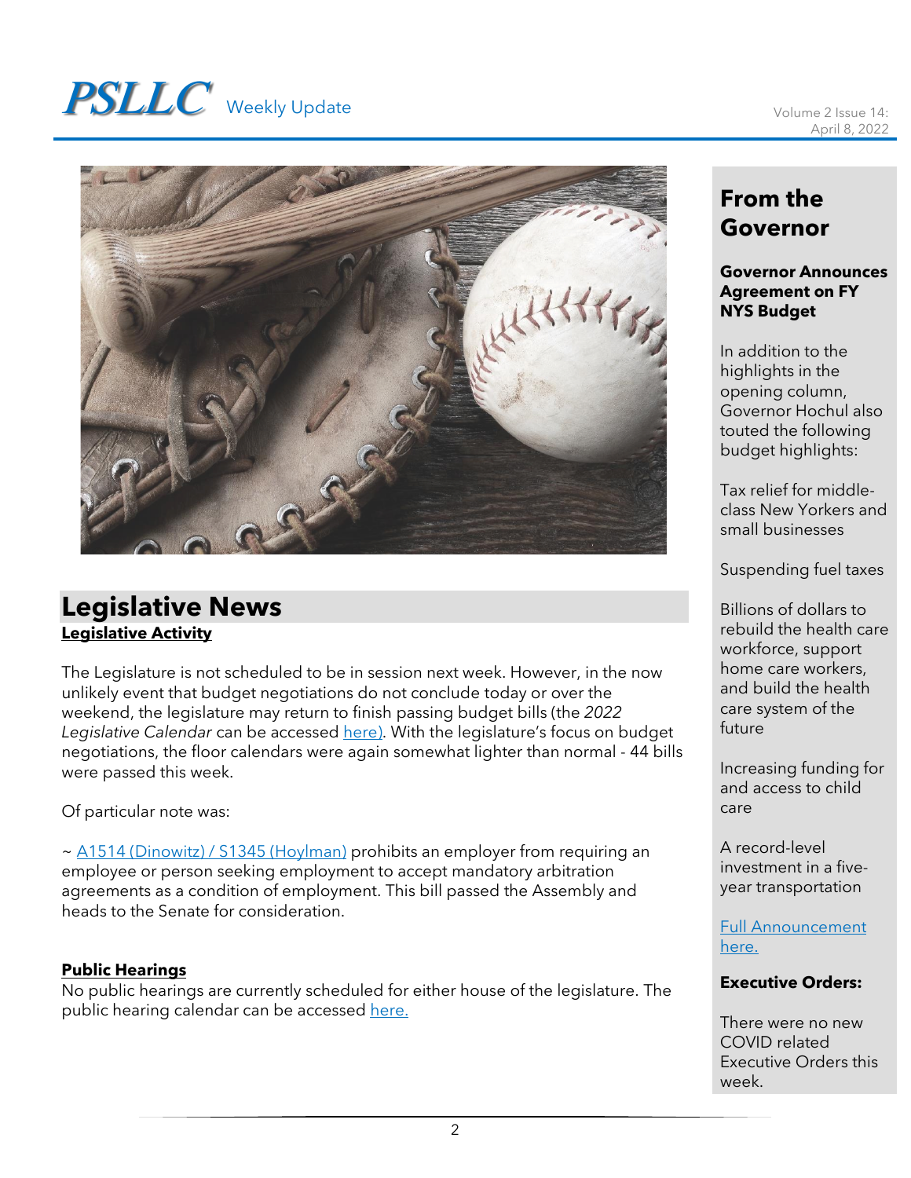## Legislative News

**Legislative Activity**

The Legislature is not scheduled to be in session next week. However, in the now unlikely event that budget negotiations do not conclude today or over the weekend, the legislature may return to finish passing budget bills (the *2022 Legislative Calendar* can be accessed here). With the legislature's focus on budget negotiations, the floor calendars were again somewhat lighter than normal - 44 bills were passed this week.

Of particular note was:

~ A1514 (Dinowitz) / S1345 (Hoylman) prohibits an employer from requiring an employee or person seeking employment to accept mandatory arbitration agreements as a condition of employment. This bill passed the Assembly and heads to the Senate for consideration.

**Public Hearings**

No public hearings are currently scheduled for either house of the legislature. The public hearing calendar can be accessed here.

## From the Governor

**Governor Announces Agreement on FY NYS Budget**

In addition to the highlights in the opening column, Governor Hochul also touted the following budget highlights:

Tax relief for middle-class New Yorkers and small businesses

Suspending fuel taxes

Billions of dollars to rebuild the health care workforce, support home care workers, and build the health care system of the future

Increasing funding for and access to child care

A record-level investment in a five-year transportation

Full Announcement here.

**Executive Orders:**

There were no new COVID related Executive Orders this week.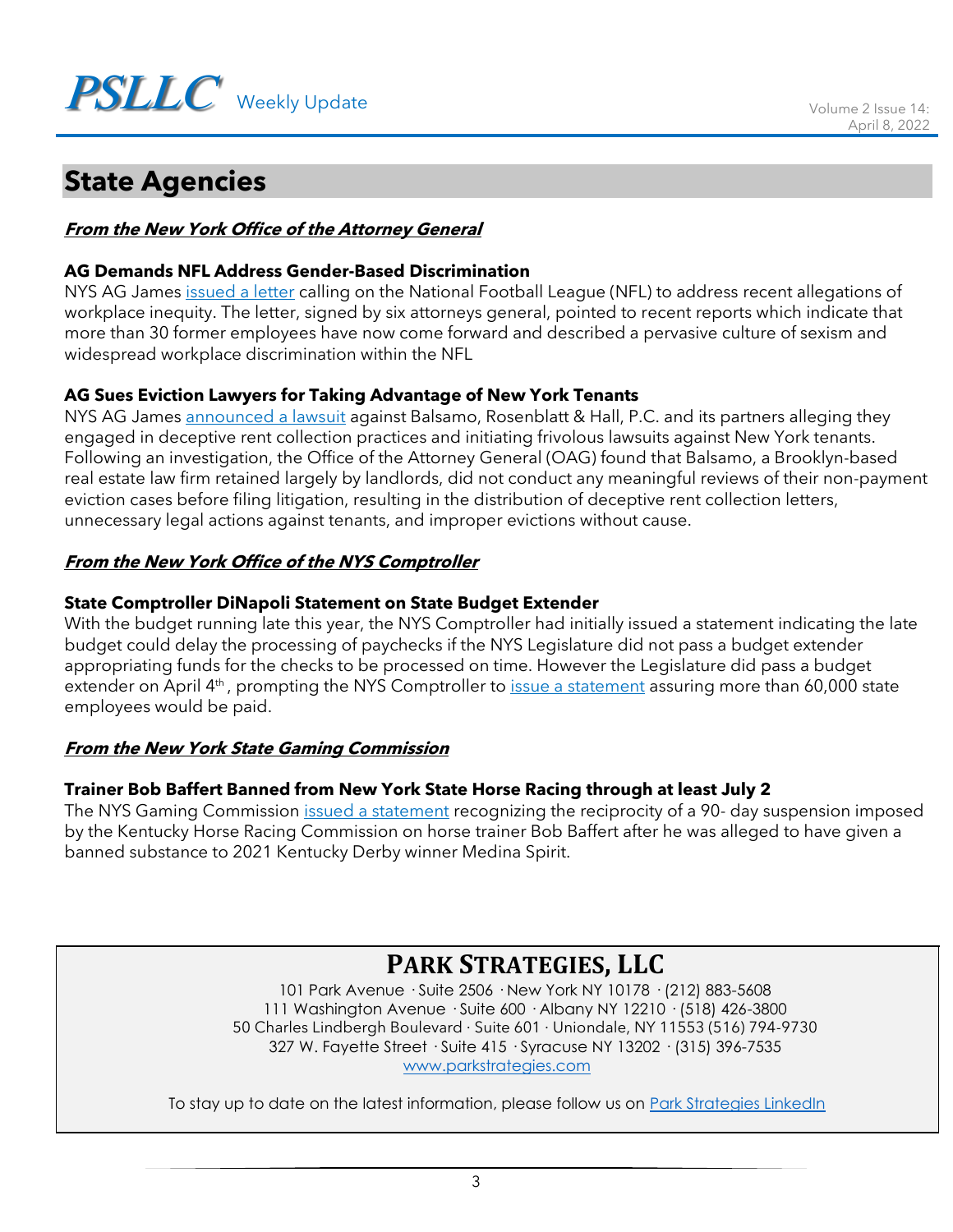## State Agencies

***From the New York Office of the Attorney General***

**AG Demands NFL Address Gender-Based Discrimination**

NYS AG James issued a letter calling on the National Football League (NFL) to address recent allegations of workplace inequity. The letter, signed by six attorneys general, pointed to recent reports which indicate that more than 30 former employees have now come forward and described a pervasive culture of sexism and widespread workplace discrimination within the NFL

**AG Sues Eviction Lawyers for Taking Advantage of New York Tenants**

NYS AG James announced a lawsuit against Balsamo, Rosenblatt & Hall, P.C. and its partners alleging they engaged in deceptive rent collection practices and initiating frivolous lawsuits against New York tenants. Following an investigation, the Office of the Attorney General (OAG) found that Balsamo, a Brooklyn-based real estate law firm retained largely by landlords, did not conduct any meaningful reviews of their non-payment eviction cases before filing litigation, resulting in the distribution of deceptive rent collection letters, unnecessary legal actions against tenants, and improper evictions without cause.

***From the New York Office of the NYS Comptroller***

**State Comptroller DiNapoli Statement on State Budget Extender**

With the budget running late this year, the NYS Comptroller had initially issued a statement indicating the late budget could delay the processing of paychecks if the NYS Legislature did not pass a budget extender appropriating funds for the checks to be processed on time. However the Legislature did pass a budget extender on April 4th, prompting the NYS Comptroller to issue a statement assuring more than 60,000 state employees would be paid.

***From the New York State Gaming Commission***

**Trainer Bob Baffert Banned from New York State Horse Racing through at least July 2**

The NYS Gaming Commission issued a statement recognizing the reciprocity of a 90- day suspension imposed by the Kentucky Horse Racing Commission on horse trainer Bob Baffert after he was alleged to have given a banned substance to 2021 Kentucky Derby winner Medina Spirit.

**PARK STRATEGIES, LLC**

101 Park Avenue · Suite 2506 · New York NY 10178 · (212) 883-5608
111 Washington Avenue · Suite 600 · Albany NY 12210 · (518) 426-3800
50 Charles Lindbergh Boulevard · Suite 601 · Uniondale, NY 11553 (516) 794-9730
327 W. Fayette Street · Suite 415 · Syracuse NY 13202 · (315) 396-7535
www.parkstrategies.com

To stay up to date on the latest information, please follow us on Park Strategies LinkedIn